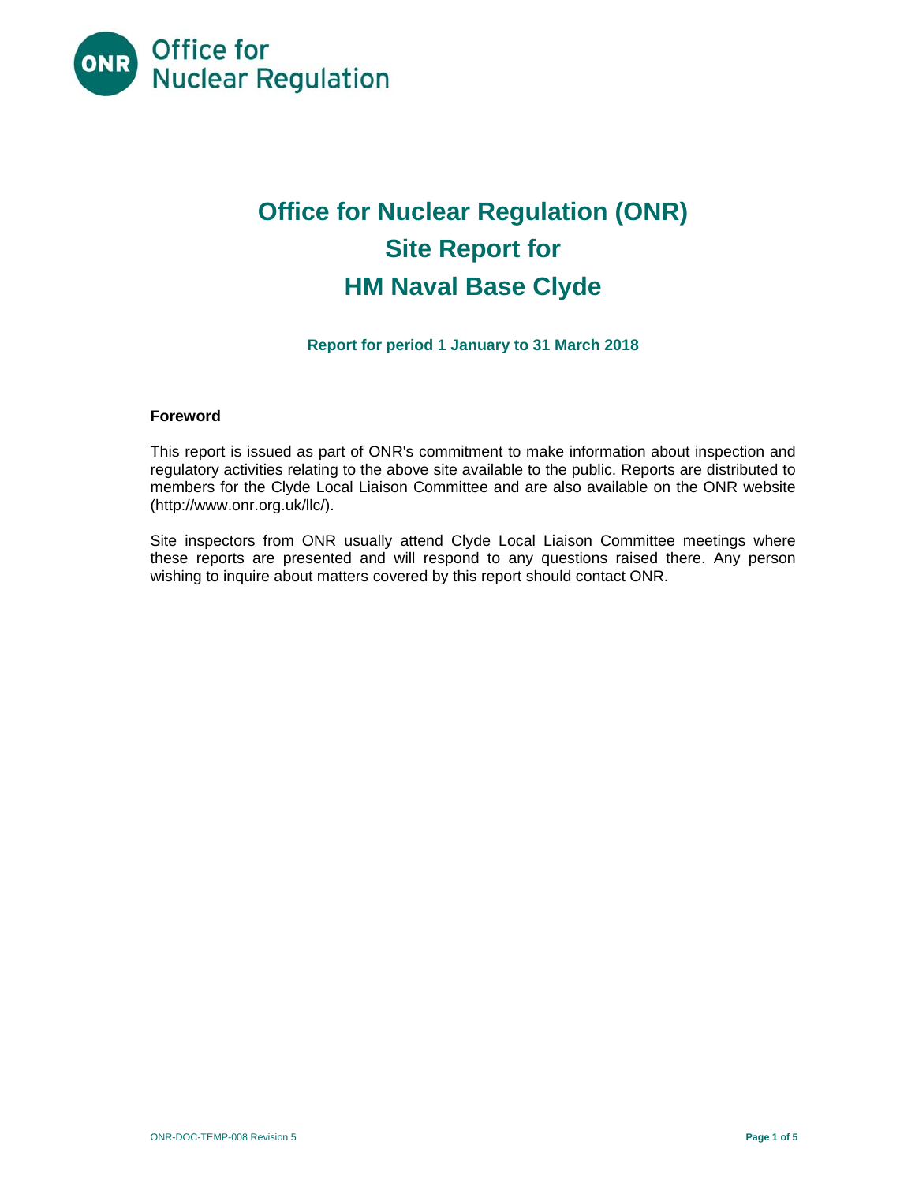Office for Nuclear Regulation

# Office for Nuclear Regulation (ONR) Site Report for HM Naval Base Clyde

**Report for period 1 January to 31 March 2018**

## Foreword

This report is issued as part of ONR's commitment to make information about inspection and regulatory activities relating to the above site available to the public. Reports are distributed to members for the Clyde Local Liaison Committee and are also available on the ONR website (http://www.onr.org.uk/llc/).

Site inspectors from ONR usually attend Clyde Local Liaison Committee meetings where these reports are presented and will respond to any questions raised there. Any person wishing to inquire about matters covered by this report should contact ONR.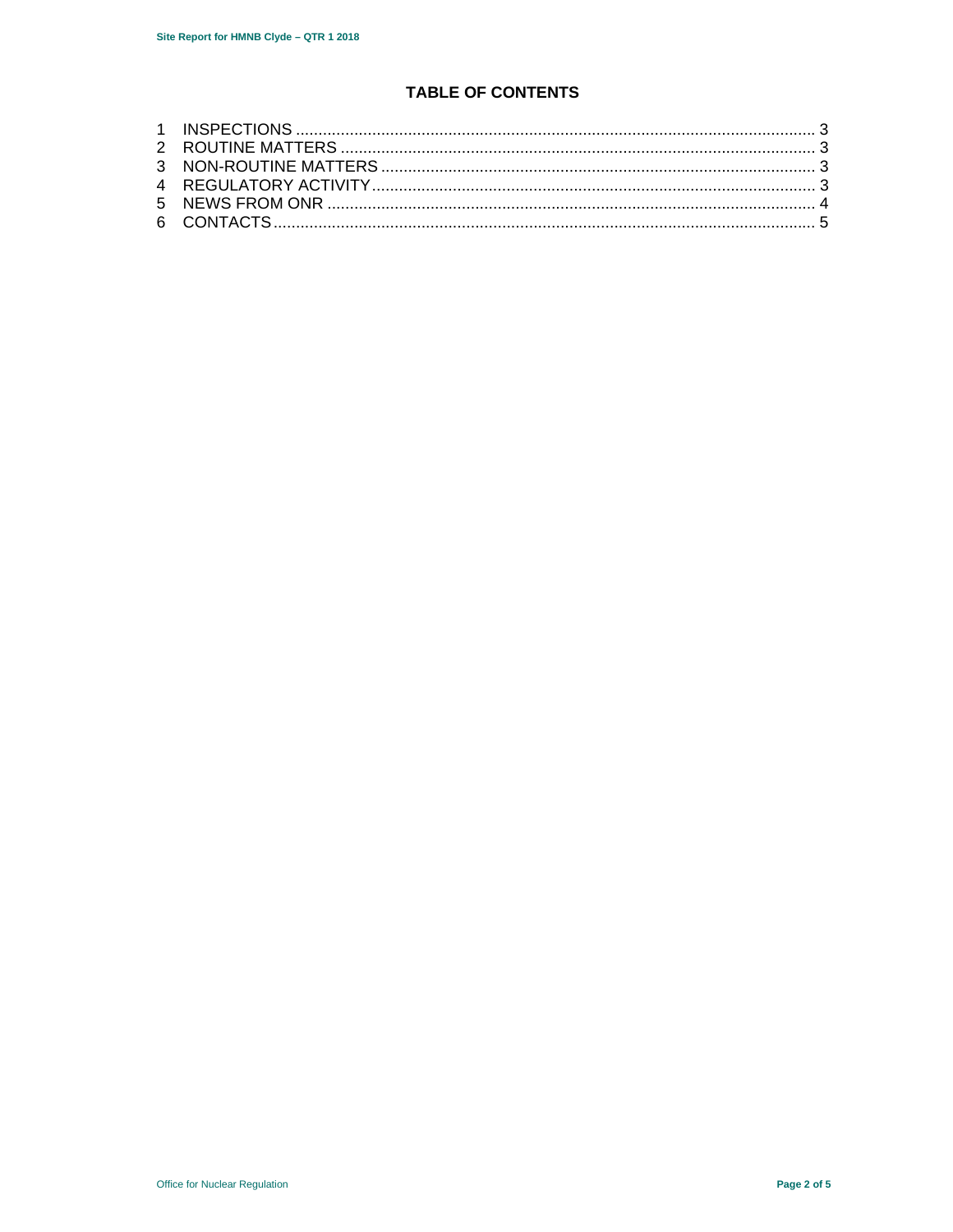# TABLE OF CONTENTS

1 INSPECTIONS .......... 3
2 ROUTINE MATTERS .......... 3
3 NON-ROUTINE MATTERS .......... 3
4 REGULATORY ACTIVITY .......... 3
5 NEWS FROM ONR .......... 4
6 CONTACTS .......... 5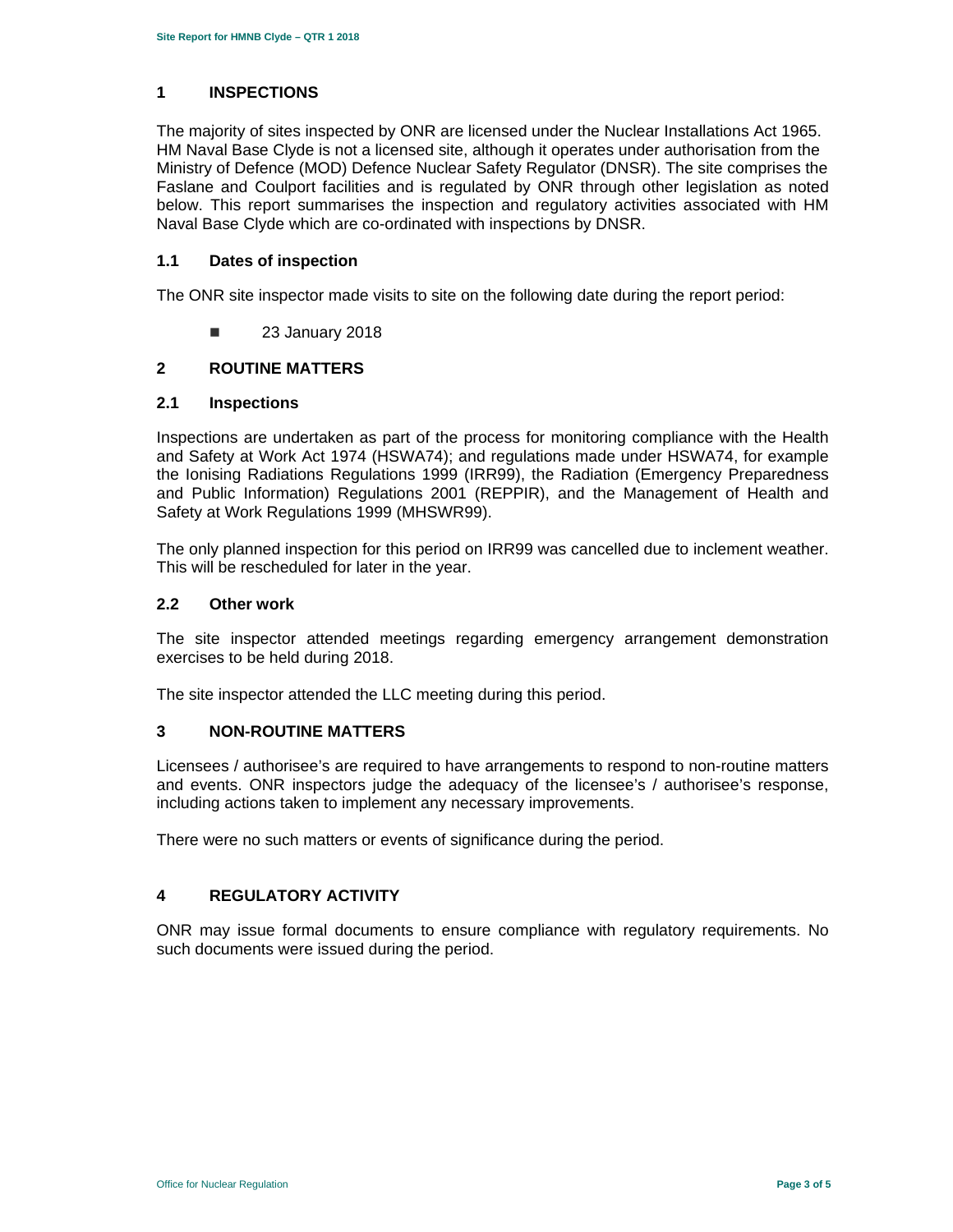# 1 INSPECTIONS

The majority of sites inspected by ONR are licensed under the Nuclear Installations Act 1965. HM Naval Base Clyde is not a licensed site, although it operates under authorisation from the Ministry of Defence (MOD) Defence Nuclear Safety Regulator (DNSR). The site comprises the Faslane and Coulport facilities and is regulated by ONR through other legislation as noted below. This report summarises the inspection and regulatory activities associated with HM Naval Base Clyde which are co-ordinated with inspections by DNSR.

## 1.1 Dates of inspection

The ONR site inspector made visits to site on the following date during the report period:

- 23 January 2018

# 2 ROUTINE MATTERS

## 2.1 Inspections

Inspections are undertaken as part of the process for monitoring compliance with the Health and Safety at Work Act 1974 (HSWA74); and regulations made under HSWA74, for example the Ionising Radiations Regulations 1999 (IRR99), the Radiation (Emergency Preparedness and Public Information) Regulations 2001 (REPPIR), and the Management of Health and Safety at Work Regulations 1999 (MHSWR99).

The only planned inspection for this period on IRR99 was cancelled due to inclement weather. This will be rescheduled for later in the year.

## 2.2 Other work

The site inspector attended meetings regarding emergency arrangement demonstration exercises to be held during 2018.

The site inspector attended the LLC meeting during this period.

# 3 NON-ROUTINE MATTERS

Licensees / authorisee's are required to have arrangements to respond to non-routine matters and events. ONR inspectors judge the adequacy of the licensee's / authorisee's response, including actions taken to implement any necessary improvements.

There were no such matters or events of significance during the period.

# 4 REGULATORY ACTIVITY

ONR may issue formal documents to ensure compliance with regulatory requirements. No such documents were issued during the period.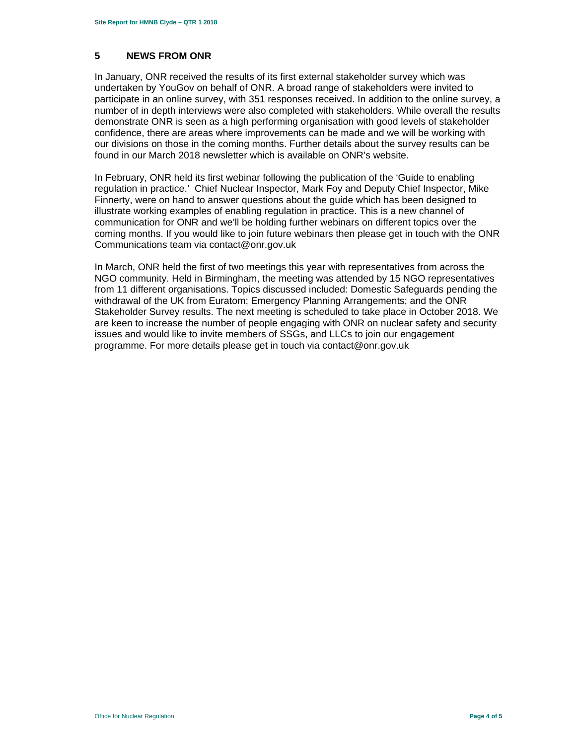## 5 NEWS FROM ONR

In January, ONR received the results of its first external stakeholder survey which was undertaken by YouGov on behalf of ONR. A broad range of stakeholders were invited to participate in an online survey, with 351 responses received. In addition to the online survey, a number of in depth interviews were also completed with stakeholders. While overall the results demonstrate ONR is seen as a high performing organisation with good levels of stakeholder confidence, there are areas where improvements can be made and we will be working with our divisions on those in the coming months. Further details about the survey results can be found in our March 2018 newsletter which is available on ONR's website.

In February, ONR held its first webinar following the publication of the 'Guide to enabling regulation in practice.' Chief Nuclear Inspector, Mark Foy and Deputy Chief Inspector, Mike Finnerty, were on hand to answer questions about the guide which has been designed to illustrate working examples of enabling regulation in practice. This is a new channel of communication for ONR and we'll be holding further webinars on different topics over the coming months. If you would like to join future webinars then please get in touch with the ONR Communications team via contact@onr.gov.uk

In March, ONR held the first of two meetings this year with representatives from across the NGO community. Held in Birmingham, the meeting was attended by 15 NGO representatives from 11 different organisations. Topics discussed included: Domestic Safeguards pending the withdrawal of the UK from Euratom; Emergency Planning Arrangements; and the ONR Stakeholder Survey results. The next meeting is scheduled to take place in October 2018. We are keen to increase the number of people engaging with ONR on nuclear safety and security issues and would like to invite members of SSGs, and LLCs to join our engagement programme. For more details please get in touch via contact@onr.gov.uk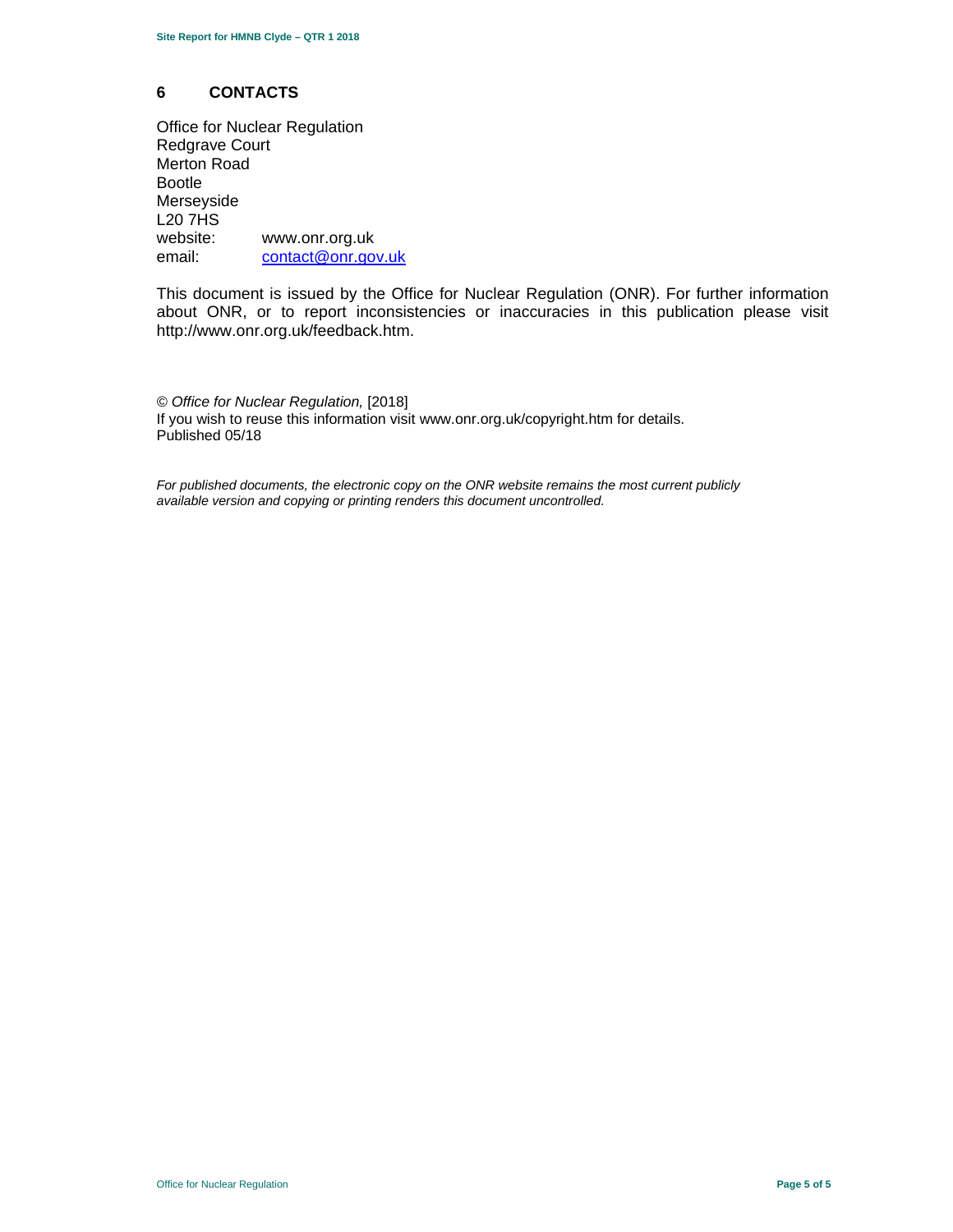## 6 CONTACTS

Office for Nuclear Regulation
Redgrave Court
Merton Road
Bootle
Merseyside
L20 7HS
website: www.onr.org.uk
email: contact@onr.gov.uk

This document is issued by the Office for Nuclear Regulation (ONR). For further information about ONR, or to report inconsistencies or inaccuracies in this publication please visit http://www.onr.org.uk/feedback.htm.

© *Office for Nuclear Regulation,* [2018]
If you wish to reuse this information visit www.onr.org.uk/copyright.htm for details.
Published 05/18

*For published documents, the electronic copy on the ONR website remains the most current publicly available version and copying or printing renders this document uncontrolled.*